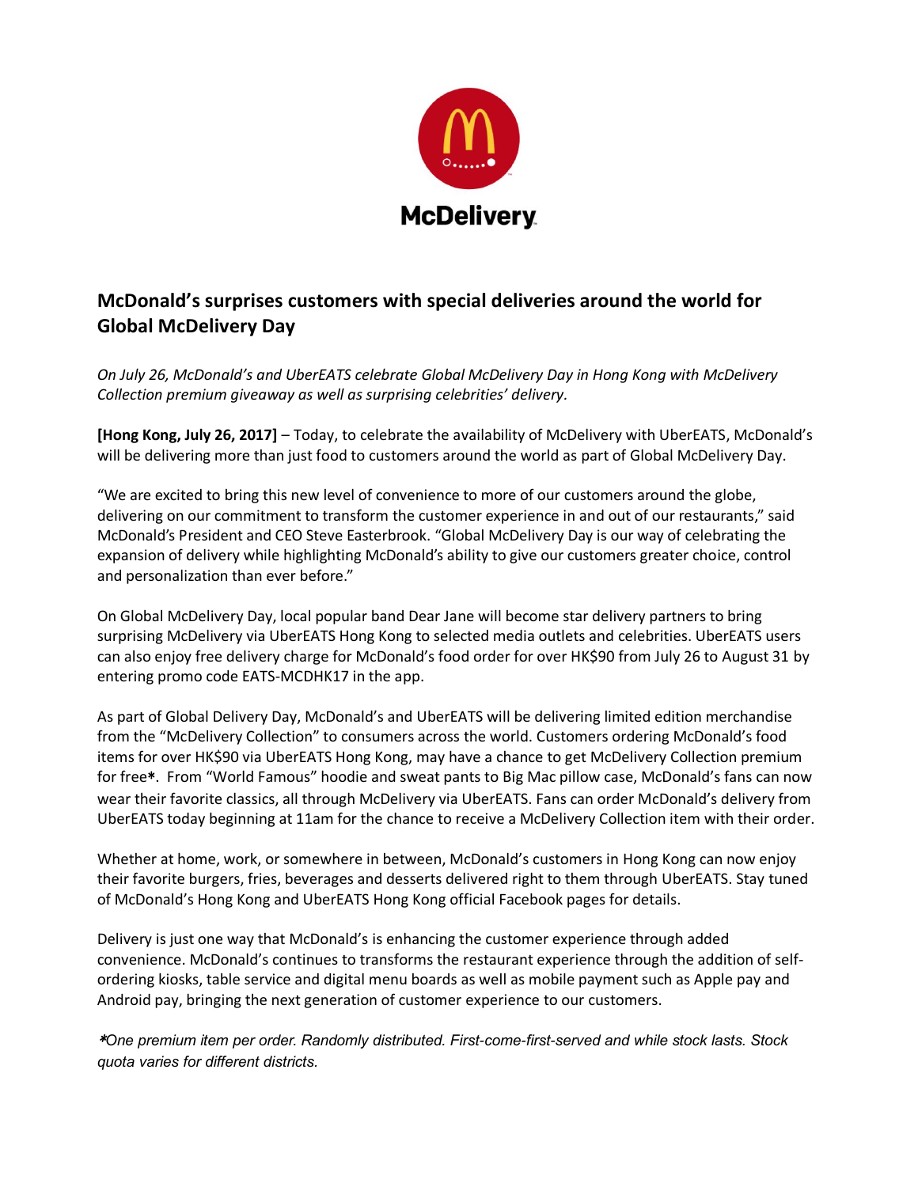McDelivery

## McDonald's surprises customers with special deliveries around the world for Global McDelivery Day

*On July 26, McDonald's and UberEATS celebrate Global McDelivery Day in Hong Kong with McDelivery Collection premium giveaway as well as surprising celebrities' delivery.*

**[Hong Kong, July 26, 2017]** – Today, to celebrate the availability of McDelivery with UberEATS, McDonald's will be delivering more than just food to customers around the world as part of Global McDelivery Day.

"We are excited to bring this new level of convenience to more of our customers around the globe, delivering on our commitment to transform the customer experience in and out of our restaurants," said McDonald's President and CEO Steve Easterbrook. "Global McDelivery Day is our way of celebrating the expansion of delivery while highlighting McDonald's ability to give our customers greater choice, control and personalization than ever before."

On Global McDelivery Day, local popular band Dear Jane will become star delivery partners to bring surprising McDelivery via UberEATS Hong Kong to selected media outlets and celebrities. UberEATS users can also enjoy free delivery charge for McDonald's food order for over HK$90 from July 26 to August 31 by entering promo code EATS-MCDHK17 in the app.

As part of Global Delivery Day, McDonald's and UberEATS will be delivering limited edition merchandise from the "McDelivery Collection" to consumers across the world. Customers ordering McDonald's food items for over HK$90 via UberEATS Hong Kong, may have a chance to get McDelivery Collection premium for free**\***. From "World Famous" hoodie and sweat pants to Big Mac pillow case, McDonald's fans can now wear their favorite classics, all through McDelivery via UberEATS. Fans can order McDonald's delivery from UberEATS today beginning at 11am for the chance to receive a McDelivery Collection item with their order.

Whether at home, work, or somewhere in between, McDonald's customers in Hong Kong can now enjoy their favorite burgers, fries, beverages and desserts delivered right to them through UberEATS. Stay tuned of McDonald's Hong Kong and UberEATS Hong Kong official Facebook pages for details.

Delivery is just one way that McDonald's is enhancing the customer experience through added convenience. McDonald's continues to transforms the restaurant experience through the addition of self-ordering kiosks, table service and digital menu boards as well as mobile payment such as Apple pay and Android pay, bringing the next generation of customer experience to our customers.

*\*One premium item per order. Randomly distributed. First-come-first-served and while stock lasts. Stock quota varies for different districts.*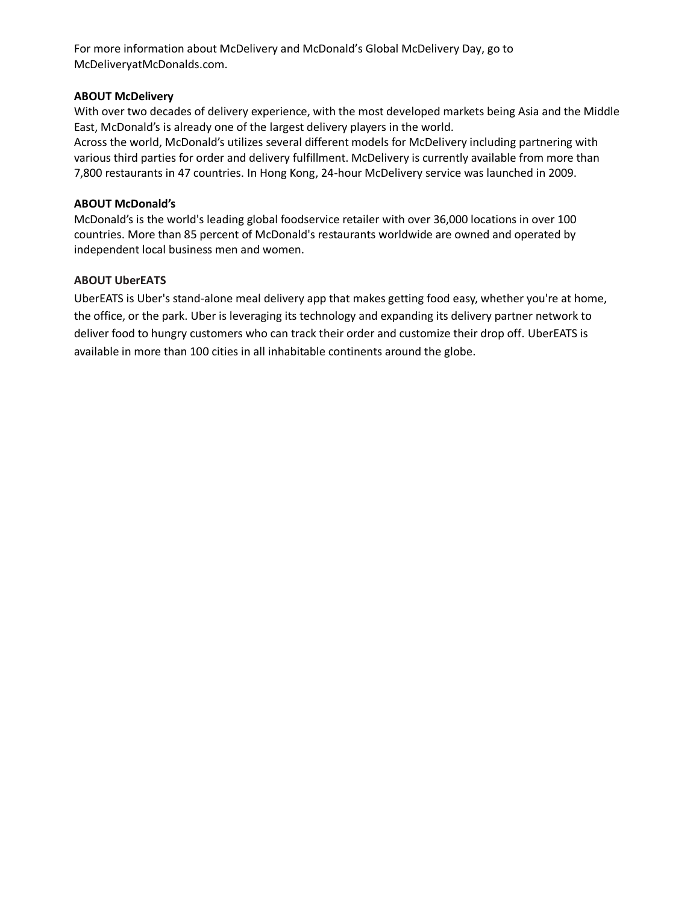For more information about McDelivery and McDonald's Global McDelivery Day, go to McDeliveryatMcDonalds.com.

**ABOUT McDelivery**

With over two decades of delivery experience, with the most developed markets being Asia and the Middle East, McDonald's is already one of the largest delivery players in the world.
Across the world, McDonald's utilizes several different models for McDelivery including partnering with various third parties for order and delivery fulfillment. McDelivery is currently available from more than 7,800 restaurants in 47 countries. In Hong Kong, 24-hour McDelivery service was launched in 2009.

**ABOUT McDonald's**

McDonald's is the world's leading global foodservice retailer with over 36,000 locations in over 100 countries. More than 85 percent of McDonald's restaurants worldwide are owned and operated by independent local business men and women.

**ABOUT UberEATS**

UberEATS is Uber's stand-alone meal delivery app that makes getting food easy, whether you're at home, the office, or the park. Uber is leveraging its technology and expanding its delivery partner network to deliver food to hungry customers who can track their order and customize their drop off. UberEATS is available in more than 100 cities in all inhabitable continents around the globe.